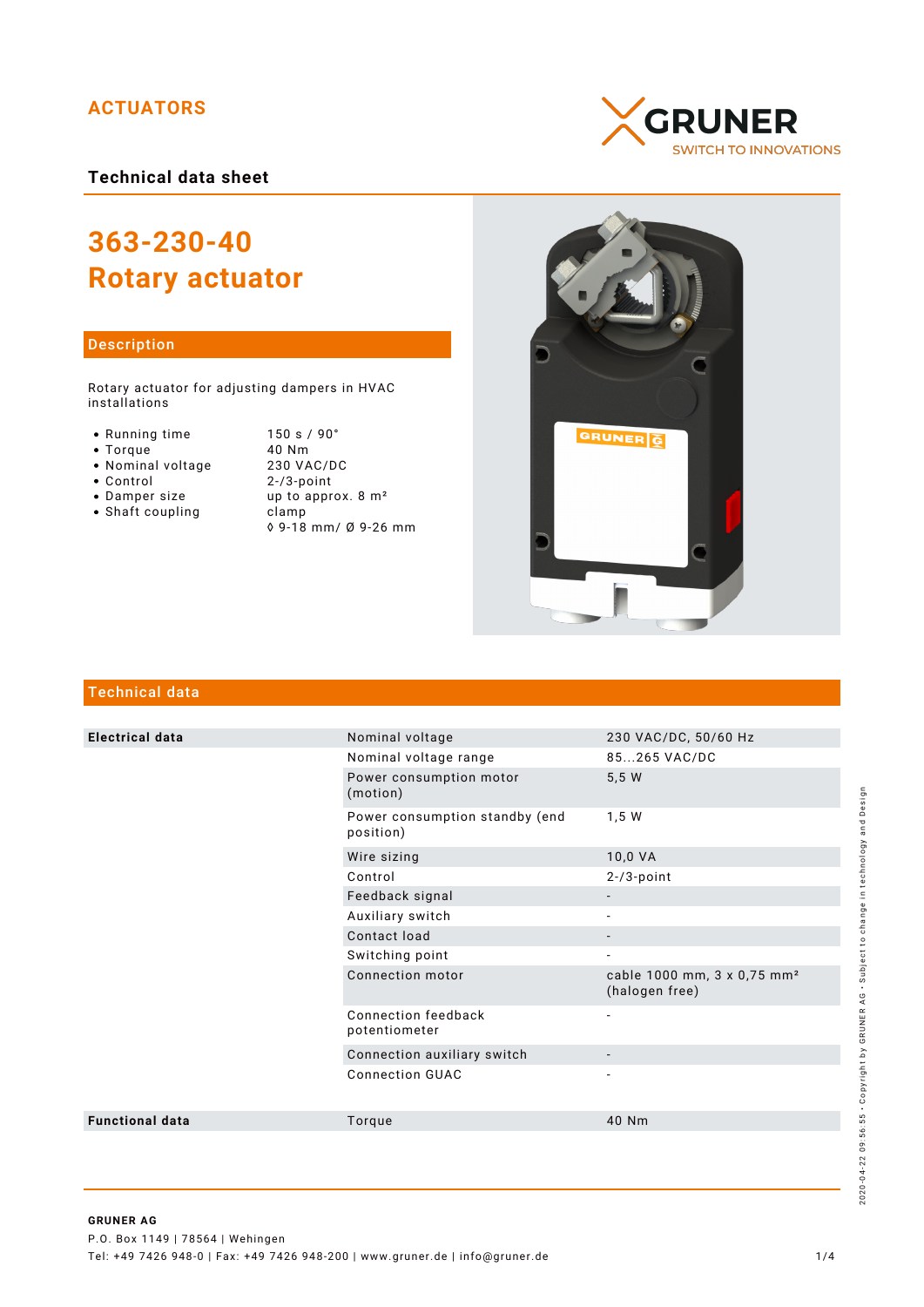ACTUATORS

GRUNER
SWITCH TO INNOVATIONS

## Technical data sheet

# 363-230-40
# Rotary actuator

## Description

Rotary actuator for adjusting dampers in HVAC installations

- Running time — 150 s / 90°
- Torque — 40 Nm
- Nominal voltage — 230 VAC/DC
- Control — 2-/3-point
- Damper size — up to approx. 8 m²
- Shaft coupling — clamp ◊ 9-18 mm/ Ø 9-26 mm

## Technical data

| | | |
|---|---|---|
| **Electrical data** | Nominal voltage | 230 VAC/DC, 50/60 Hz |
| | Nominal voltage range | 85...265 VAC/DC |
| | Power consumption motor (motion) | 5,5 W |
| | Power consumption standby (end position) | 1,5 W |
| | Wire sizing | 10,0 VA |
| | Control | 2-/3-point |
| | Feedback signal | - |
| | Auxiliary switch | - |
| | Contact load | - |
| | Switching point | - |
| | Connection motor | cable 1000 mm, 3 x 0,75 mm² (halogen free) |
| | Connection feedback potentiometer | - |
| | Connection auxiliary switch | - |
| | Connection GUAC | - |
| **Functional data** | Torque | 40 Nm |

2020-04-22 09:56:55 · Copyright by GRUNER AG · Subject to change in technology and Design

**GRUNER AG**
P.O. Box 1149 | 78564 | Wehingen
Tel: +49 7426 948-0 | Fax: +49 7426 948-200 | www.gruner.de | info@gruner.de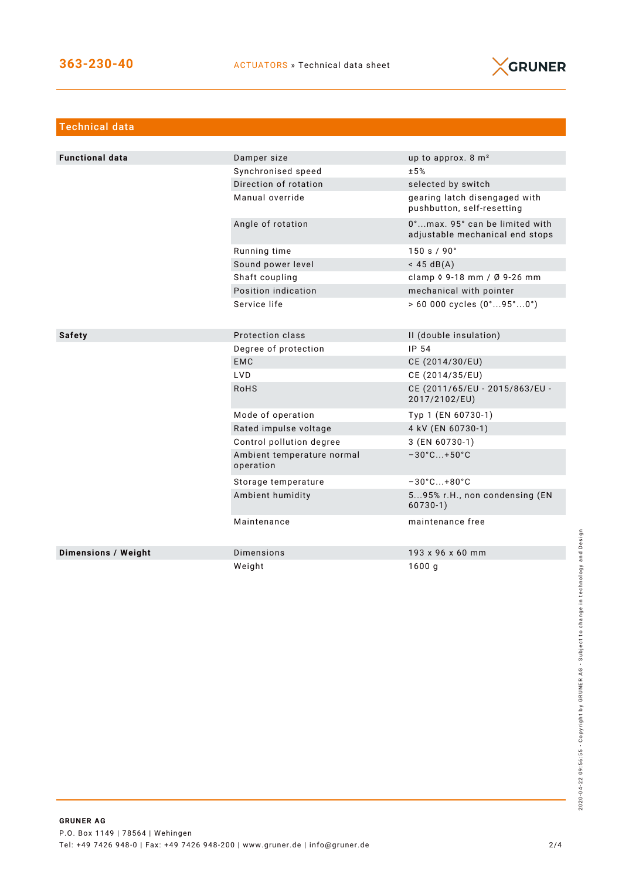## Technical data

| | | |
|---|---|---|
| **Functional data** | Damper size | up to approx. 8 m² |
| | Synchronised speed | ±5% |
| | Direction of rotation | selected by switch |
| | Manual override | gearing latch disengaged with pushbutton, self-resetting |
| | Angle of rotation | 0°...max. 95° can be limited with adjustable mechanical end stops |
| | Running time | 150 s / 90° |
| | Sound power level | < 45 dB(A) |
| | Shaft coupling | clamp ◊ 9-18 mm / Ø 9-26 mm |
| | Position indication | mechanical with pointer |
| | Service life | > 60 000 cycles (0°...95°...0°) |
| **Safety** | Protection class | II (double insulation) |
| | Degree of protection | IP 54 |
| | EMC | CE (2014/30/EU) |
| | LVD | CE (2014/35/EU) |
| | RoHS | CE (2011/65/EU - 2015/863/EU - 2017/2102/EU) |
| | Mode of operation | Typ 1 (EN 60730-1) |
| | Rated impulse voltage | 4 kV (EN 60730-1) |
| | Control pollution degree | 3 (EN 60730-1) |
| | Ambient temperature normal operation | −30°C...+50°C |
| | Storage temperature | −30°C...+80°C |
| | Ambient humidity | 5...95% r.H., non condensing (EN 60730-1) |
| | Maintenance | maintenance free |
| **Dimensions / Weight** | Dimensions | 193 x 96 x 60 mm |
| | Weight | 1600 g |

**GRUNER AG**
P.O. Box 1149 | 78564 | Wehingen
Tel: +49 7426 948-0 | Fax: +49 7426 948-200 | www.gruner.de | info@gruner.de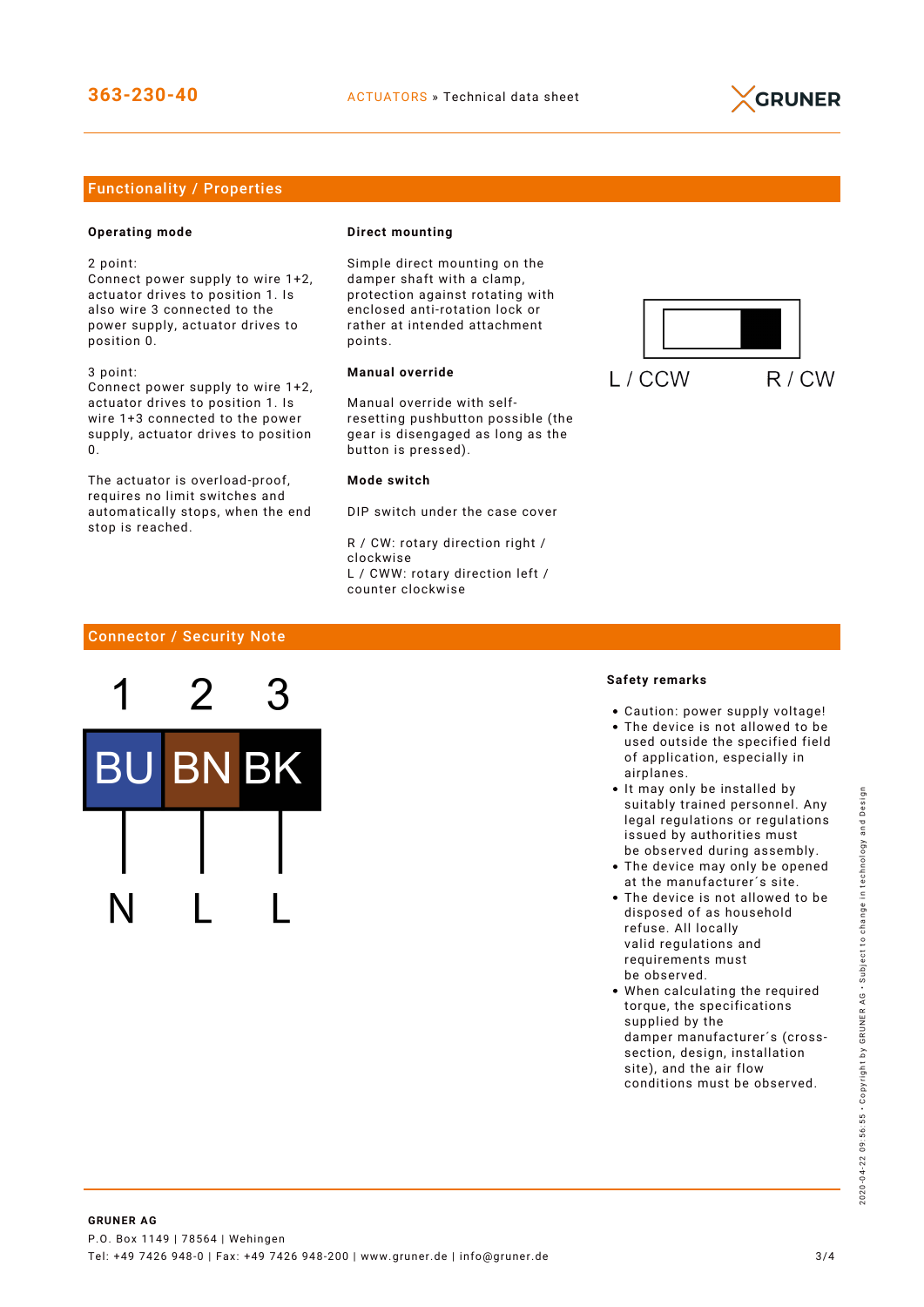## Functionality / Properties

### Operating mode

2 point:
Connect power supply to wire 1+2, actuator drives to position 1. Is also wire 3 connected to the power supply, actuator drives to position 0.

3 point:
Connect power supply to wire 1+2, actuator drives to position 1. Is wire 1+3 connected to the power supply, actuator drives to position 0.

The actuator is overload-proof, requires no limit switches and automatically stops, when the end stop is reached.

### Direct mounting

Simple direct mounting on the damper shaft with a clamp, protection against rotating with enclosed anti-rotation lock or rather at intended attachment points.

### Manual override

Manual override with self-resetting pushbutton possible (the gear is disengaged as long as the button is pressed).

### Mode switch

DIP switch under the case cover

R / CW: rotary direction right / clockwise
L / CWW: rotary direction left / counter clockwise

L / CCW    R / CW

## Connector / Security Note

| 1 | 2 | 3 |
|---|---|---|
| BU | BN | BK |
| N | L | L |

### Safety remarks

- Caution: power supply voltage!
- The device is not allowed to be used outside the specified field of application, especially in airplanes.
- It may only be installed by suitably trained personnel. Any legal regulations or regulations issued by authorities must be observed during assembly.
- The device may only be opened at the manufacturer´s site.
- The device is not allowed to be disposed of as household refuse. All locally valid regulations and requirements must be observed.
- When calculating the required torque, the specifications supplied by the damper manufacturer´s (cross-section, design, installation site), and the air flow conditions must be observed.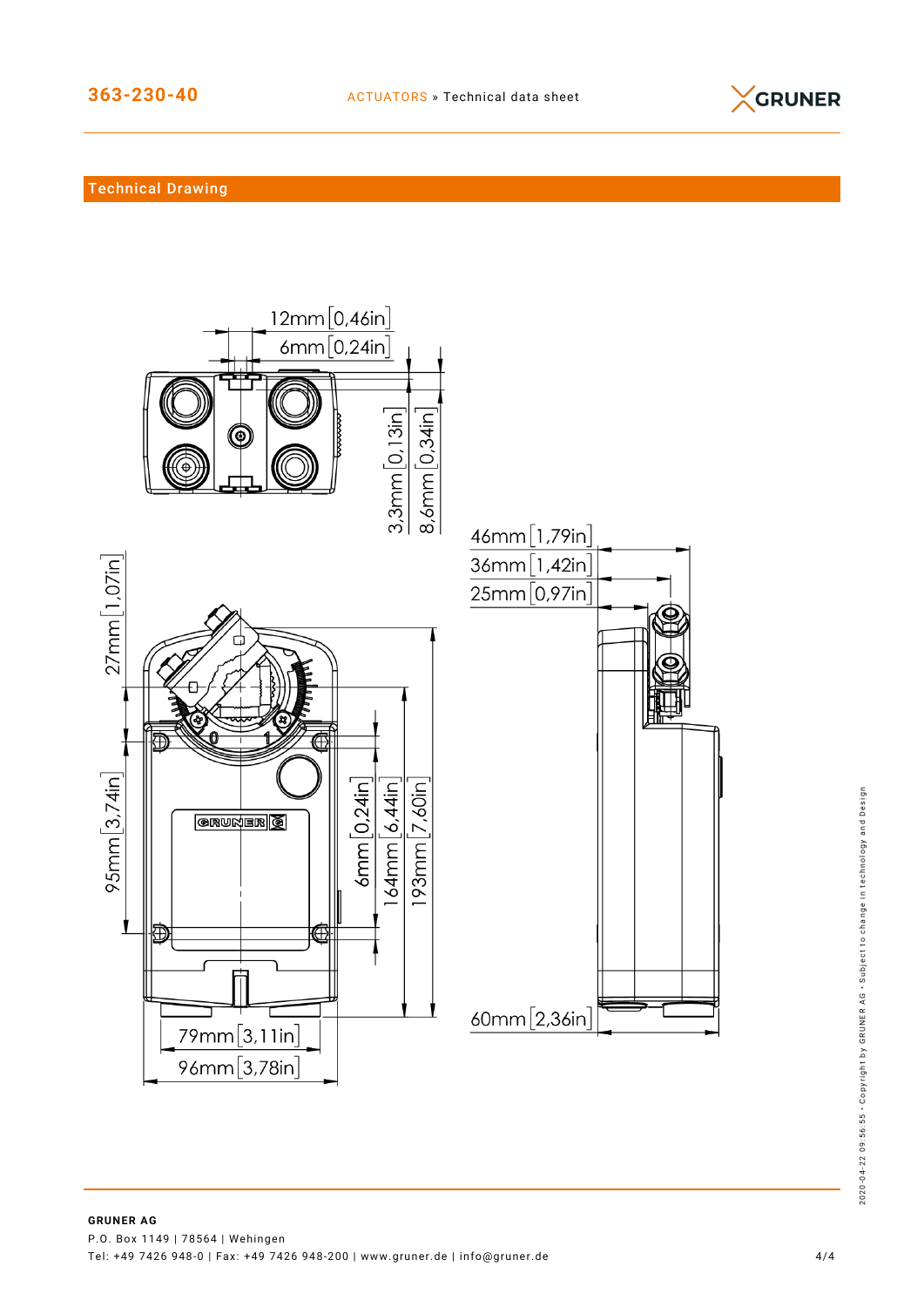## Technical Drawing

12mm [0,46in]
6mm [0,24in]
3,3mm [0,13in]
8,6mm [0,34in]
46mm [1,79in]
36mm [1,42in]
25mm [0,97in]
27mm [1,07in]
95mm [3,74in]
6mm [0,24in]
164mm [6,44in]
193mm [7,60in]
79mm [3,11in]
96mm [3,78in]
60mm [2,36in]

**GRUNER AG**
P.O. Box 1149 | 78564 | Wehingen
Tel: +49 7426 948-0 | Fax: +49 7426 948-200 | www.gruner.de | info@gruner.de